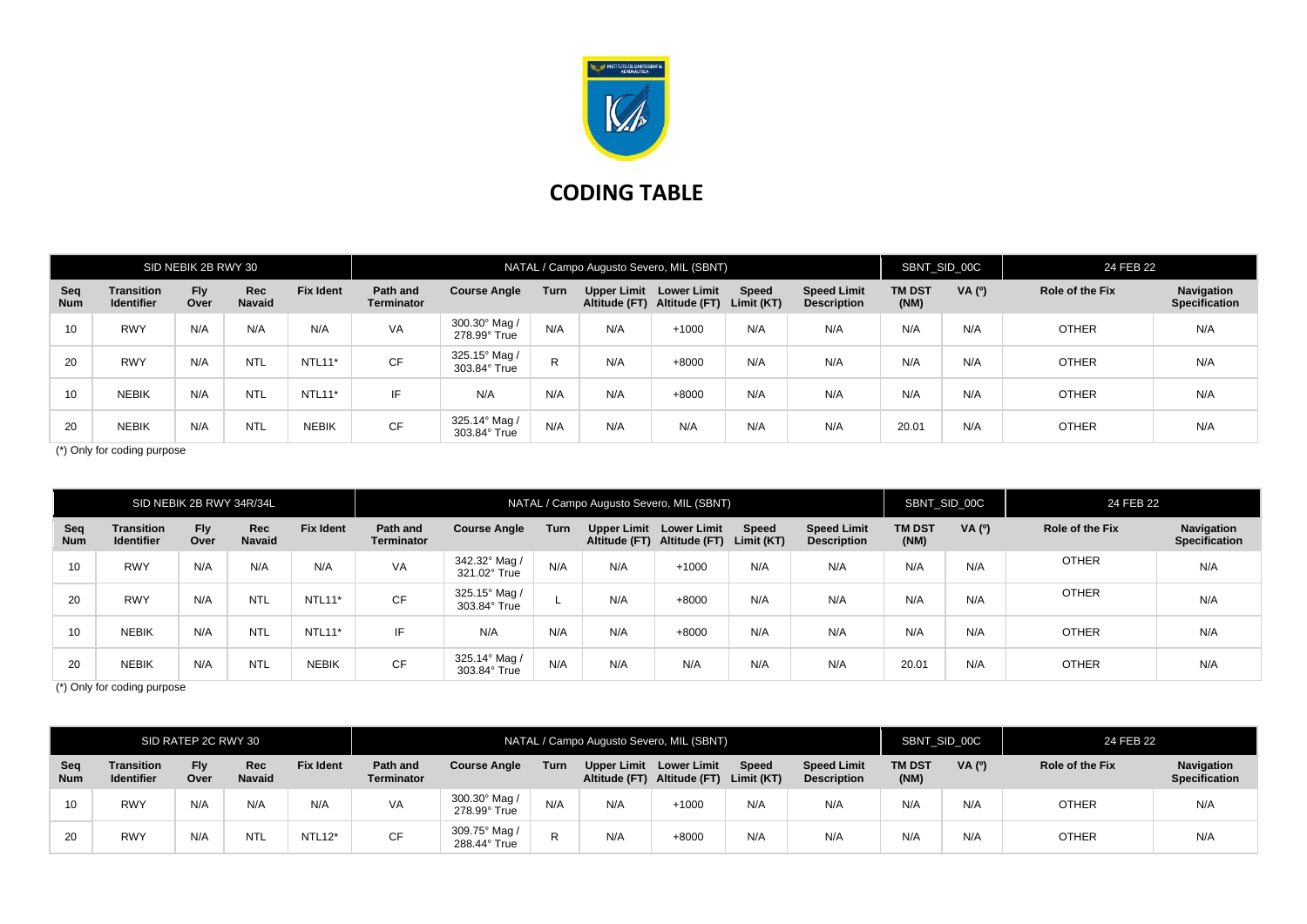# CODING TABLE

| SID NEBIK 2B RWY 30 | | | | | NATAL / Campo Augusto Severo, MIL (SBNT) | | | | | | | SBNT_SID_00C | | 24 FEB 22 | |
|---|---|---|---|---|---|---|---|---|---|---|---|---|---|---|---|
| **Seq Num** | **Transition Identifier** | **Fly Over** | **Rec Navaid** | **Fix Ident** | **Path and Terminator** | **Course Angle** | **Turn** | **Upper Limit Altitude (FT)** | **Lower Limit Altitude (FT)** | **Speed Limit (KT)** | **Speed Limit Description** | **TM DST (NM)** | **VA (º)** | **Role of the Fix** | **Navigation Specification** |
| 10 | RWY | N/A | N/A | N/A | VA | 300.30° Mag / 278.99° True | N/A | N/A | +1000 | N/A | N/A | N/A | N/A | OTHER | N/A |
| 20 | RWY | N/A | NTL | NTL11* | CF | 325.15° Mag / 303.84° True | R | N/A | +8000 | N/A | N/A | N/A | N/A | OTHER | N/A |
| 10 | NEBIK | N/A | NTL | NTL11* | IF | N/A | N/A | N/A | +8000 | N/A | N/A | N/A | N/A | OTHER | N/A |
| 20 | NEBIK | N/A | NTL | NEBIK | CF | 325.14° Mag / 303.84° True | N/A | N/A | N/A | N/A | N/A | 20.01 | N/A | OTHER | N/A |

(*) Only for coding purpose

| SID NEBIK 2B RWY 34R/34L | | | | | NATAL / Campo Augusto Severo, MIL (SBNT) | | | | | | | SBNT_SID_00C | | 24 FEB 22 | |
|---|---|---|---|---|---|---|---|---|---|---|---|---|---|---|---|
| **Seq Num** | **Transition Identifier** | **Fly Over** | **Rec Navaid** | **Fix Ident** | **Path and Terminator** | **Course Angle** | **Turn** | **Upper Limit Altitude (FT)** | **Lower Limit Altitude (FT)** | **Speed Limit (KT)** | **Speed Limit Description** | **TM DST (NM)** | **VA (º)** | **Role of the Fix** | **Navigation Specification** |
| 10 | RWY | N/A | N/A | N/A | VA | 342.32° Mag / 321.02° True | N/A | N/A | +1000 | N/A | N/A | N/A | N/A | OTHER | N/A |
| 20 | RWY | N/A | NTL | NTL11* | CF | 325.15° Mag / 303.84° True | L | N/A | +8000 | N/A | N/A | N/A | N/A | OTHER | N/A |
| 10 | NEBIK | N/A | NTL | NTL11* | IF | N/A | N/A | N/A | +8000 | N/A | N/A | N/A | N/A | OTHER | N/A |
| 20 | NEBIK | N/A | NTL | NEBIK | CF | 325.14° Mag / 303.84° True | N/A | N/A | N/A | N/A | N/A | 20.01 | N/A | OTHER | N/A |

(*) Only for coding purpose

| SID RATEP 2C RWY 30 | | | | | NATAL / Campo Augusto Severo, MIL (SBNT) | | | | | | | SBNT_SID_00C | | 24 FEB 22 | |
|---|---|---|---|---|---|---|---|---|---|---|---|---|---|---|---|
| **Seq Num** | **Transition Identifier** | **Fly Over** | **Rec Navaid** | **Fix Ident** | **Path and Terminator** | **Course Angle** | **Turn** | **Upper Limit Altitude (FT)** | **Lower Limit Altitude (FT)** | **Speed Limit (KT)** | **Speed Limit Description** | **TM DST (NM)** | **VA (º)** | **Role of the Fix** | **Navigation Specification** |
| 10 | RWY | N/A | N/A | N/A | VA | 300.30° Mag / 278.99° True | N/A | N/A | +1000 | N/A | N/A | N/A | N/A | OTHER | N/A |
| 20 | RWY | N/A | NTL | NTL12* | CF | 309.75° Mag / 288.44° True | R | N/A | +8000 | N/A | N/A | N/A | N/A | OTHER | N/A |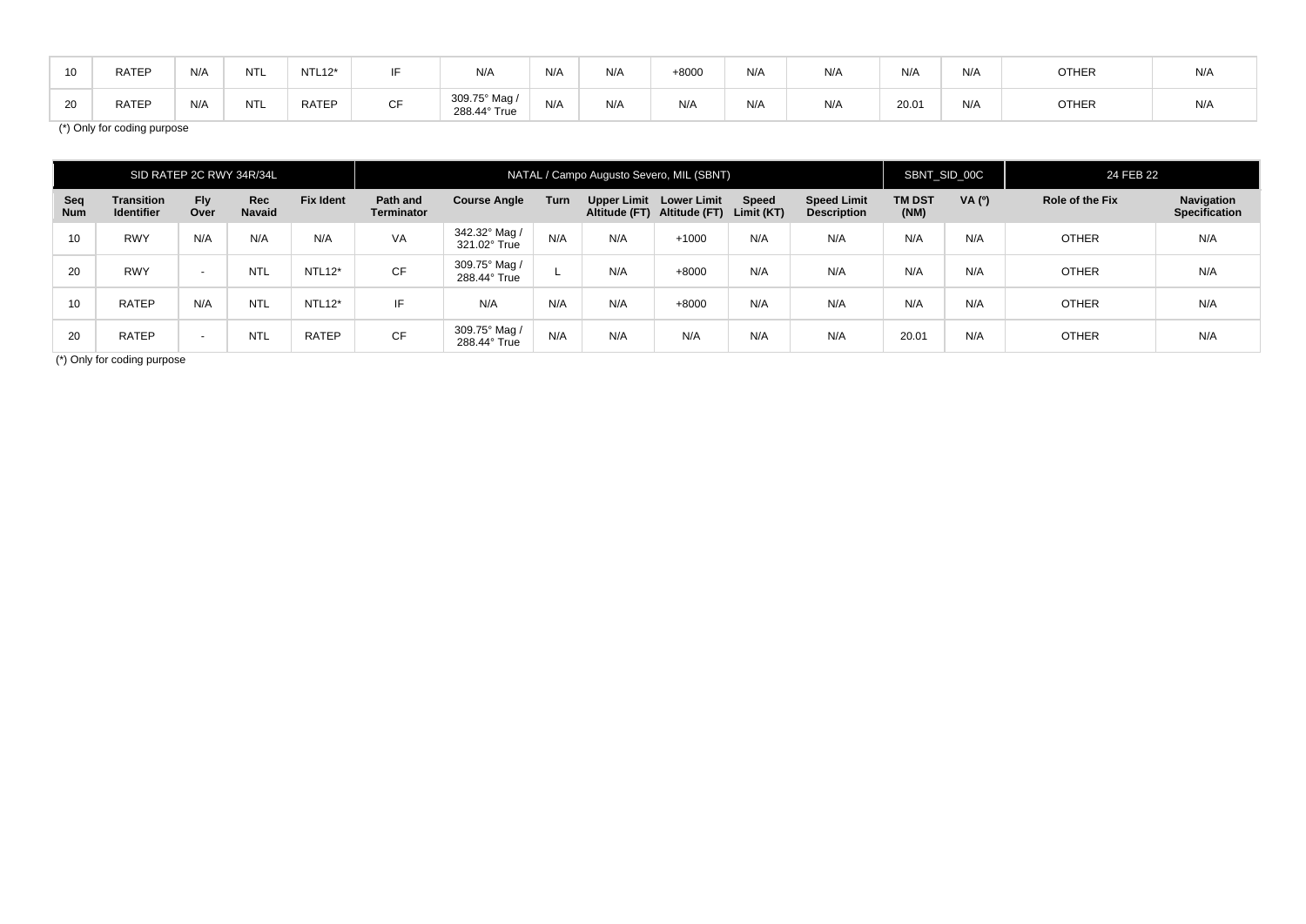| 10 | RATEP | N/A | NTL | NTL12* | IF | N/A | N/A | N/A | +8000 | N/A | N/A | N/A | N/A | OTHER | N/A |
|---|---|---|---|---|---|---|---|---|---|---|---|---|---|---|---|
| 20 | RATEP | N/A | NTL | RATEP | CF | 309.75° Mag / 288.44° True | N/A | N/A | N/A | N/A | N/A | 20.01 | N/A | OTHER | N/A |

(*) Only for coding purpose

| SID RATEP 2C RWY 34R/34L | | | | | NATAL / Campo Augusto Severo, MIL (SBNT) | | | | | | | SBNT_SID_00C | | 24 FEB 22 | |
|---|---|---|---|---|---|---|---|---|---|---|---|---|---|---|---|
| **Seq Num** | **Transition Identifier** | **Fly Over** | **Rec Navaid** | **Fix Ident** | **Path and Terminator** | **Course Angle** | **Turn** | **Upper Limit Altitude (FT)** | **Lower Limit Altitude (FT)** | **Speed Limit (KT)** | **Speed Limit Description** | **TM DST (NM)** | **VA (º)** | **Role of the Fix** | **Navigation Specification** |
| 10 | RWY | N/A | N/A | N/A | VA | 342.32° Mag / 321.02° True | N/A | N/A | +1000 | N/A | N/A | N/A | N/A | OTHER | N/A |
| 20 | RWY | - | NTL | NTL12* | CF | 309.75° Mag / 288.44° True | L | N/A | +8000 | N/A | N/A | N/A | N/A | OTHER | N/A |
| 10 | RATEP | N/A | NTL | NTL12* | IF | N/A | N/A | N/A | +8000 | N/A | N/A | N/A | N/A | OTHER | N/A |
| 20 | RATEP | - | NTL | RATEP | CF | 309.75° Mag / 288.44° True | N/A | N/A | N/A | N/A | N/A | 20.01 | N/A | OTHER | N/A |

(*) Only for coding purpose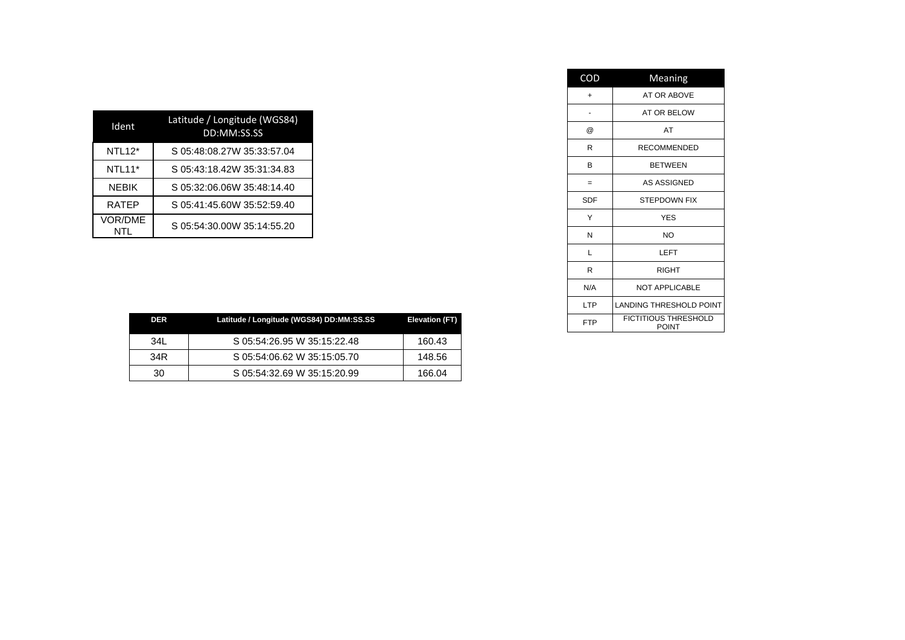| Ident | Latitude / Longitude (WGS84) DD:MM:SS.SS |
|---|---|
| NTL12* | S 05:48:08.27W 35:33:57.04 |
| NTL11* | S 05:43:18.42W 35:31:34.83 |
| NEBIK | S 05:32:06.06W 35:48:14.40 |
| RATEP | S 05:41:45.60W 35:52:59.40 |
| VOR/DME NTL | S 05:54:30.00W 35:14:55.20 |

| DER | Latitude / Longitude (WGS84) DD:MM:SS.SS | Elevation (FT) |
|---|---|---|
| 34L | S 05:54:26.95 W 35:15:22.48 | 160.43 |
| 34R | S 05:54:06.62 W 35:15:05.70 | 148.56 |
| 30 | S 05:54:32.69 W 35:15:20.99 | 166.04 |

| COD | Meaning |
|---|---|
| + | AT OR ABOVE |
| - | AT OR BELOW |
| @ | AT |
| R | RECOMMENDED |
| B | BETWEEN |
| = | AS ASSIGNED |
| SDF | STEPDOWN FIX |
| Y | YES |
| N | NO |
| L | LEFT |
| R | RIGHT |
| N/A | NOT APPLICABLE |
| LTP | LANDING THRESHOLD POINT |
| FTP | FICTITIOUS THRESHOLD POINT |